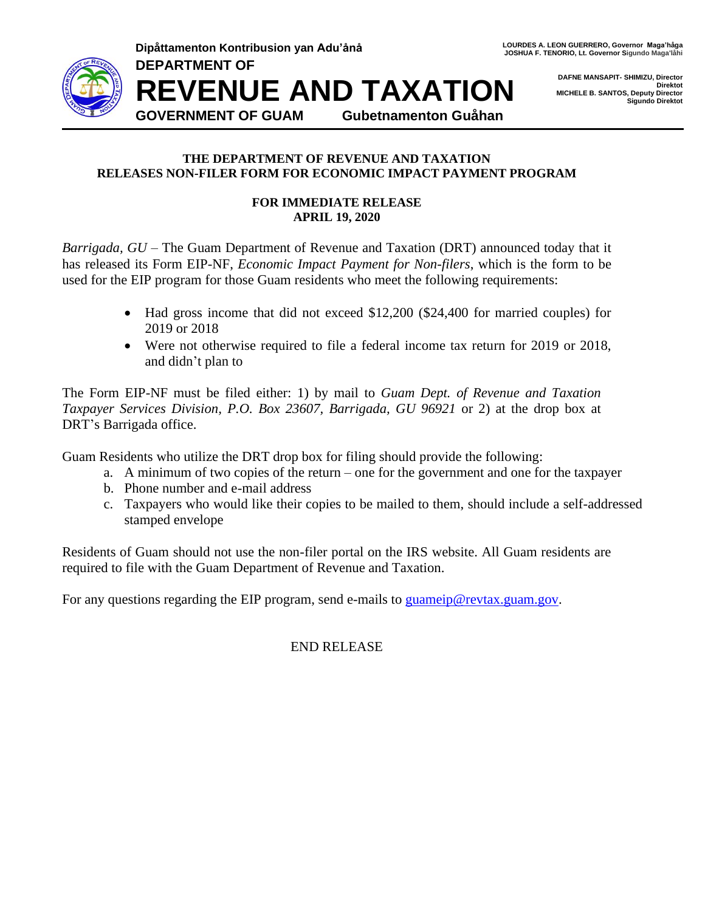Dipåttamenton Kontribusion yan Adu'ånå

**DEPARTMENT OF**

# REVENUE AND TAXATION

**GOVERNMENT OF GUAM Gubetnamenton Guåhan**

**LOURDES A. LEON GUERRERO, Governor Maga'håga**
**JOSHUA F. TENORIO, Lt. Governor Sigundo Maga'låhi**

**DAFNE MANSAPIT- SHIMIZU, Director**
**Direktot**
**MICHELE B. SANTOS, Deputy Director**
**Sigundo Direktot**

---

**THE DEPARTMENT OF REVENUE AND TAXATION**
**RELEASES NON-FILER FORM FOR ECONOMIC IMPACT PAYMENT PROGRAM**

**FOR IMMEDIATE RELEASE**
**APRIL 19, 2020**

*Barrigada, GU* – The Guam Department of Revenue and Taxation (DRT) announced today that it has released its Form EIP-NF, *Economic Impact Payment for Non-filers*, which is the form to be used for the EIP program for those Guam residents who meet the following requirements:

- Had gross income that did not exceed $12,200 ($24,400 for married couples) for 2019 or 2018
- Were not otherwise required to file a federal income tax return for 2019 or 2018, and didn't plan to

The Form EIP-NF must be filed either: 1) by mail to *Guam Dept. of Revenue and Taxation Taxpayer Services Division, P.O. Box 23607, Barrigada, GU 96921* or 2) at the drop box at DRT's Barrigada office.

Guam Residents who utilize the DRT drop box for filing should provide the following:

a. A minimum of two copies of the return – one for the government and one for the taxpayer
b. Phone number and e-mail address
c. Taxpayers who would like their copies to be mailed to them, should include a self-addressed stamped envelope

Residents of Guam should not use the non-filer portal on the IRS website. All Guam residents are required to file with the Guam Department of Revenue and Taxation.

For any questions regarding the EIP program, send e-mails to guameip@revtax.guam.gov.

END RELEASE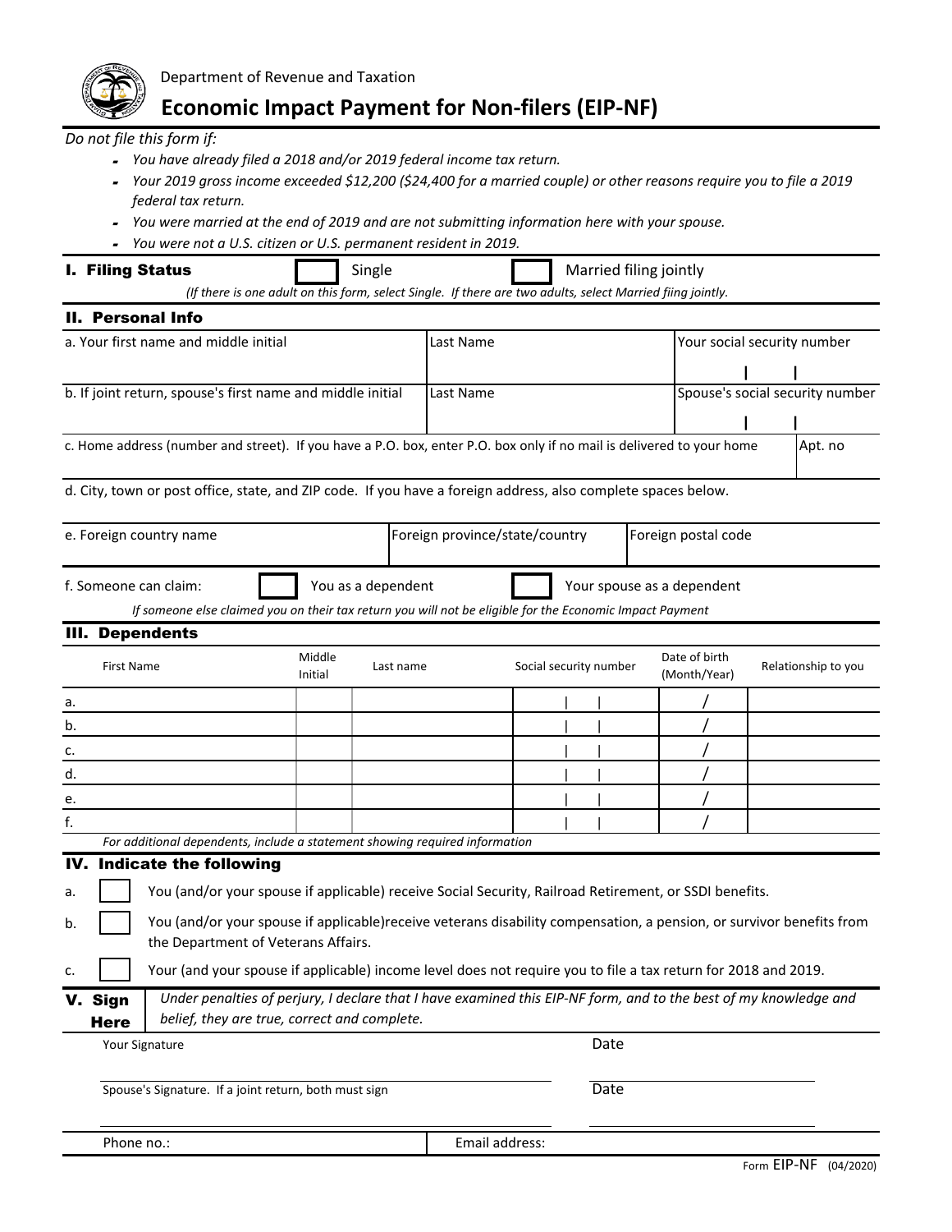Department of Revenue and Taxation

# Economic Impact Payment for Non-filers (EIP-NF)

*Do not file this form if:*

- *You have already filed a 2018 and/or 2019 federal income tax return.*
- *Your 2019 gross income exceeded $12,200 ($24,400 for a married couple) or other reasons require you to file a 2019 federal tax return.*
- *You were married at the end of 2019 and are not submitting information here with your spouse.*
- *You were not a U.S. citizen or U.S. permanent resident in 2019.*

## I. Filing Status

☐ Single ☐ Married filing jointly

*(If there is one adult on this form, select Single. If there are two adults, select Married fiing jointly.*

## II. Personal Info

| | | |
|---|---|---|
| a. Your first name and middle initial | Last Name | Your social security number |
| b. If joint return, spouse's first name and middle initial | Last Name | Spouse's social security number |

c. Home address (number and street). If you have a P.O. box, enter P.O. box only if no mail is delivered to your home | Apt. no

d. City, town or post office, state, and ZIP code. If you have a foreign address, also complete spaces below.

| | | |
|---|---|---|
| e. Foreign country name | Foreign province/state/country | Foreign postal code |

f. Someone can claim: ☐ You as a dependent ☐ Your spouse as a dependent

*If someone else claimed you on their tax return you will not be eligible for the Economic Impact Payment*

## III. Dependents

| | First Name | Middle Initial | Last name | Social security number | Date of birth (Month/Year) | Relationship to you |
|---|---|---|---|---|---|---|
| a. | | | | | / | |
| b. | | | | | / | |
| c. | | | | | / | |
| d. | | | | | / | |
| e. | | | | | / | |
| f. | | | | | / | |

*For additional dependents, include a statement showing required information*

## IV. Indicate the following

a. ☐ You (and/or your spouse if applicable) receive Social Security, Railroad Retirement, or SSDI benefits.

b. ☐ You (and/or your spouse if applicable)receive veterans disability compensation, a pension, or survivor benefits from the Department of Veterans Affairs.

c. ☐ Your (and your spouse if applicable) income level does not require you to file a tax return for 2018 and 2019.

## V. Sign Here

*Under penalties of perjury, I declare that I have examined this EIP-NF form, and to the best of my knowledge and belief, they are true, correct and complete.*

Your Signature ______________________ Date ______________________

Spouse's Signature. If a joint return, both must sign ______________________ Date ______________________

Phone no.: | Email address:

Form EIP-NF (04/2020)